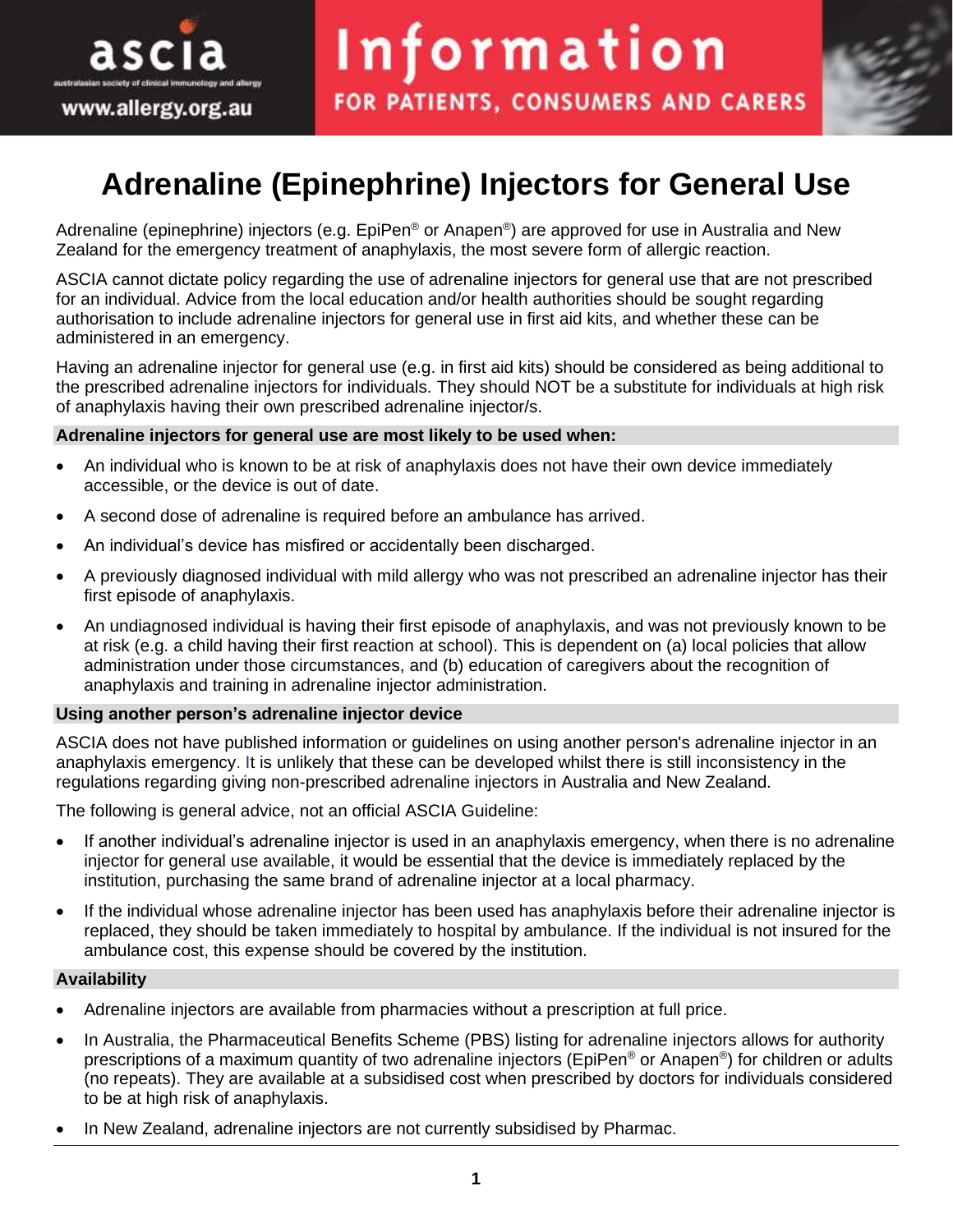ascia
australasian society of clinical immunology and allergy
www.allergy.org.au

Information
FOR PATIENTS, CONSUMERS AND CARERS

# Adrenaline (Epinephrine) Injectors for General Use

Adrenaline (epinephrine) injectors (e.g. EpiPen® or Anapen®) are approved for use in Australia and New Zealand for the emergency treatment of anaphylaxis, the most severe form of allergic reaction.

ASCIA cannot dictate policy regarding the use of adrenaline injectors for general use that are not prescribed for an individual. Advice from the local education and/or health authorities should be sought regarding authorisation to include adrenaline injectors for general use in first aid kits, and whether these can be administered in an emergency.

Having an adrenaline injector for general use (e.g. in first aid kits) should be considered as being additional to the prescribed adrenaline injectors for individuals. They should NOT be a substitute for individuals at high risk of anaphylaxis having their own prescribed adrenaline injector/s.

## Adrenaline injectors for general use are most likely to be used when:

- An individual who is known to be at risk of anaphylaxis does not have their own device immediately accessible, or the device is out of date.
- A second dose of adrenaline is required before an ambulance has arrived.
- An individual's device has misfired or accidentally been discharged.
- A previously diagnosed individual with mild allergy who was not prescribed an adrenaline injector has their first episode of anaphylaxis.
- An undiagnosed individual is having their first episode of anaphylaxis, and was not previously known to be at risk (e.g. a child having their first reaction at school). This is dependent on (a) local policies that allow administration under those circumstances, and (b) education of caregivers about the recognition of anaphylaxis and training in adrenaline injector administration.

## Using another person's adrenaline injector device

ASCIA does not have published information or guidelines on using another person's adrenaline injector in an anaphylaxis emergency. It is unlikely that these can be developed whilst there is still inconsistency in the regulations regarding giving non-prescribed adrenaline injectors in Australia and New Zealand.

The following is general advice, not an official ASCIA Guideline:

- If another individual's adrenaline injector is used in an anaphylaxis emergency, when there is no adrenaline injector for general use available, it would be essential that the device is immediately replaced by the institution, purchasing the same brand of adrenaline injector at a local pharmacy.
- If the individual whose adrenaline injector has been used has anaphylaxis before their adrenaline injector is replaced, they should be taken immediately to hospital by ambulance. If the individual is not insured for the ambulance cost, this expense should be covered by the institution.

## Availability

- Adrenaline injectors are available from pharmacies without a prescription at full price.
- In Australia, the Pharmaceutical Benefits Scheme (PBS) listing for adrenaline injectors allows for authority prescriptions of a maximum quantity of two adrenaline injectors (EpiPen® or Anapen®) for children or adults (no repeats). They are available at a subsidised cost when prescribed by doctors for individuals considered to be at high risk of anaphylaxis.
- In New Zealand, adrenaline injectors are not currently subsidised by Pharmac.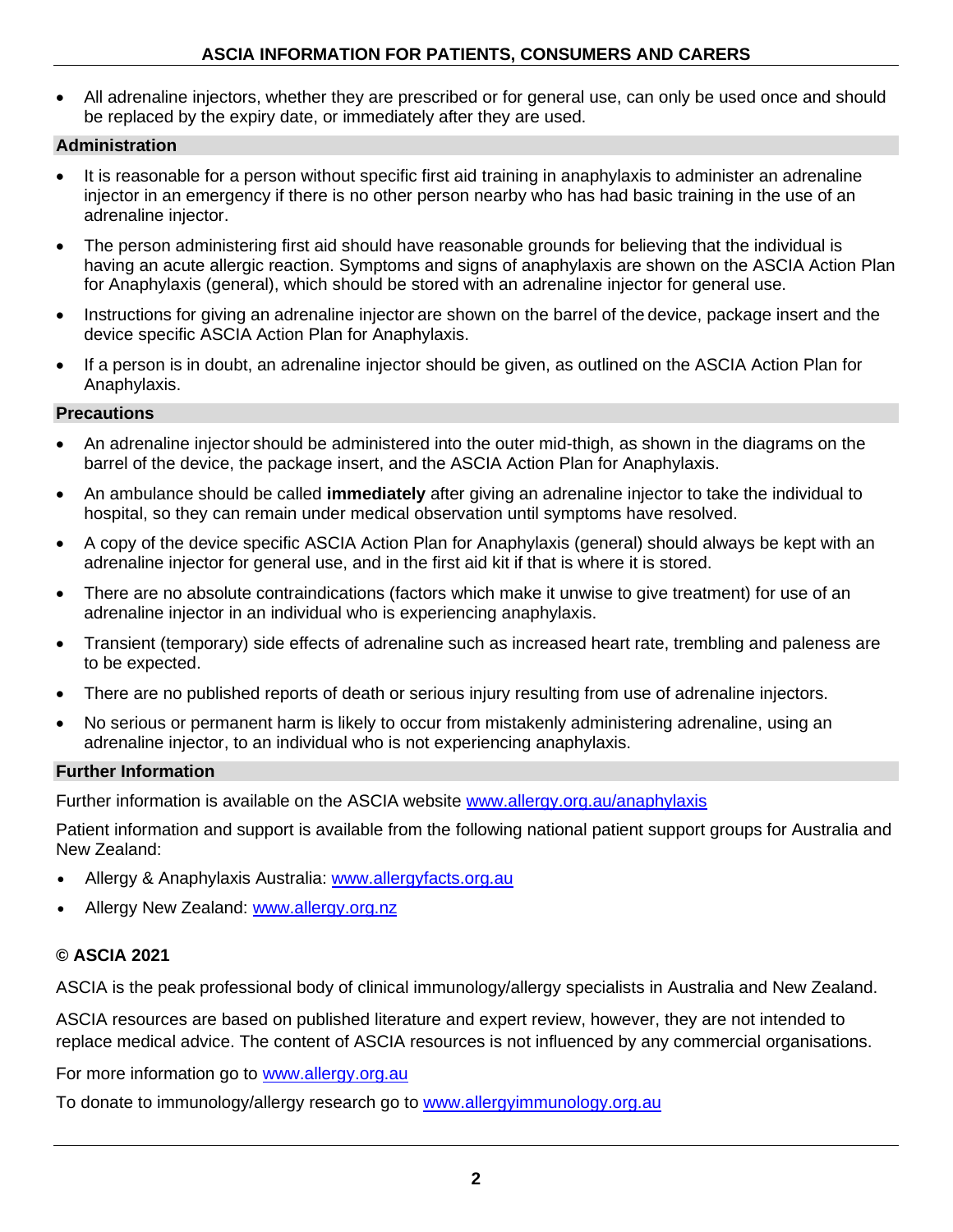- All adrenaline injectors, whether they are prescribed or for general use, can only be used once and should be replaced by the expiry date, or immediately after they are used.

## Administration

- It is reasonable for a person without specific first aid training in anaphylaxis to administer an adrenaline injector in an emergency if there is no other person nearby who has had basic training in the use of an adrenaline injector.
- The person administering first aid should have reasonable grounds for believing that the individual is having an acute allergic reaction. Symptoms and signs of anaphylaxis are shown on the ASCIA Action Plan for Anaphylaxis (general), which should be stored with an adrenaline injector for general use.
- Instructions for giving an adrenaline injector are shown on the barrel of the device, package insert and the device specific ASCIA Action Plan for Anaphylaxis.
- If a person is in doubt, an adrenaline injector should be given, as outlined on the ASCIA Action Plan for Anaphylaxis.

## Precautions

- An adrenaline injector should be administered into the outer mid-thigh, as shown in the diagrams on the barrel of the device, the package insert, and the ASCIA Action Plan for Anaphylaxis.
- An ambulance should be called **immediately** after giving an adrenaline injector to take the individual to hospital, so they can remain under medical observation until symptoms have resolved.
- A copy of the device specific ASCIA Action Plan for Anaphylaxis (general) should always be kept with an adrenaline injector for general use, and in the first aid kit if that is where it is stored.
- There are no absolute contraindications (factors which make it unwise to give treatment) for use of an adrenaline injector in an individual who is experiencing anaphylaxis.
- Transient (temporary) side effects of adrenaline such as increased heart rate, trembling and paleness are to be expected.
- There are no published reports of death or serious injury resulting from use of adrenaline injectors.
- No serious or permanent harm is likely to occur from mistakenly administering adrenaline, using an adrenaline injector, to an individual who is not experiencing anaphylaxis.

## Further Information

Further information is available on the ASCIA website www.allergy.org.au/anaphylaxis

Patient information and support is available from the following national patient support groups for Australia and New Zealand:

- Allergy & Anaphylaxis Australia: www.allergyfacts.org.au
- Allergy New Zealand: www.allergy.org.nz

**© ASCIA 2021**

ASCIA is the peak professional body of clinical immunology/allergy specialists in Australia and New Zealand.

ASCIA resources are based on published literature and expert review, however, they are not intended to replace medical advice. The content of ASCIA resources is not influenced by any commercial organisations.

For more information go to www.allergy.org.au

To donate to immunology/allergy research go to www.allergyimmunology.org.au